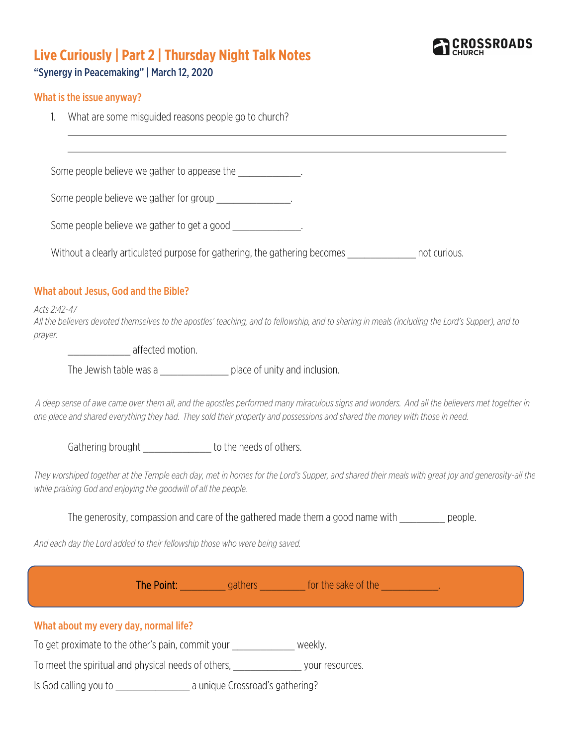# Live Curiously | Part 2 | Thursday Night Talk Notes

CROSSROADS CHURCH

**"Synergy in Peacemaking" | March 12, 2020**

## What is the issue anyway?

1. What are some misguided reasons people go to church?

______________________________________________________________________________

______________________________________________________________________________

Some people believe we gather to appease the ____________.

Some people believe we gather for group ______________.

Some people believe we gather to get a good _____________.

Without a clearly articulated purpose for gathering, the gathering becomes _____________ not curious.

## What about Jesus, God and the Bible?

*Acts 2:42-47*
*All the believers devoted themselves to the apostles' teaching, and to fellowship, and to sharing in meals (including the Lord's Supper), and to prayer.*

____________ affected motion.

The Jewish table was a _____________ place of unity and inclusion.

*A deep sense of awe came over them all, and the apostles performed many miraculous signs and wonders. And all the believers met together in one place and shared everything they had. They sold their property and possessions and shared the money with those in need.*

Gathering brought _____________ to the needs of others.

*They worshiped together at the Temple each day, met in homes for the Lord's Supper, and shared their meals with great joy and generosity-all the while praising God and enjoying the goodwill of all the people.*

The generosity, compassion and care of the gathered made them a good name with _________ people.

*And each day the Lord added to their fellowship those who were being saved.*

**The Point:** _________ gathers _________ for the sake of the ___________.

## What about my every day, normal life?

To get proximate to the other's pain, commit your ____________ weekly.

To meet the spiritual and physical needs of others, _____________ your resources.

Is God calling you to ______________ a unique Crossroad's gathering?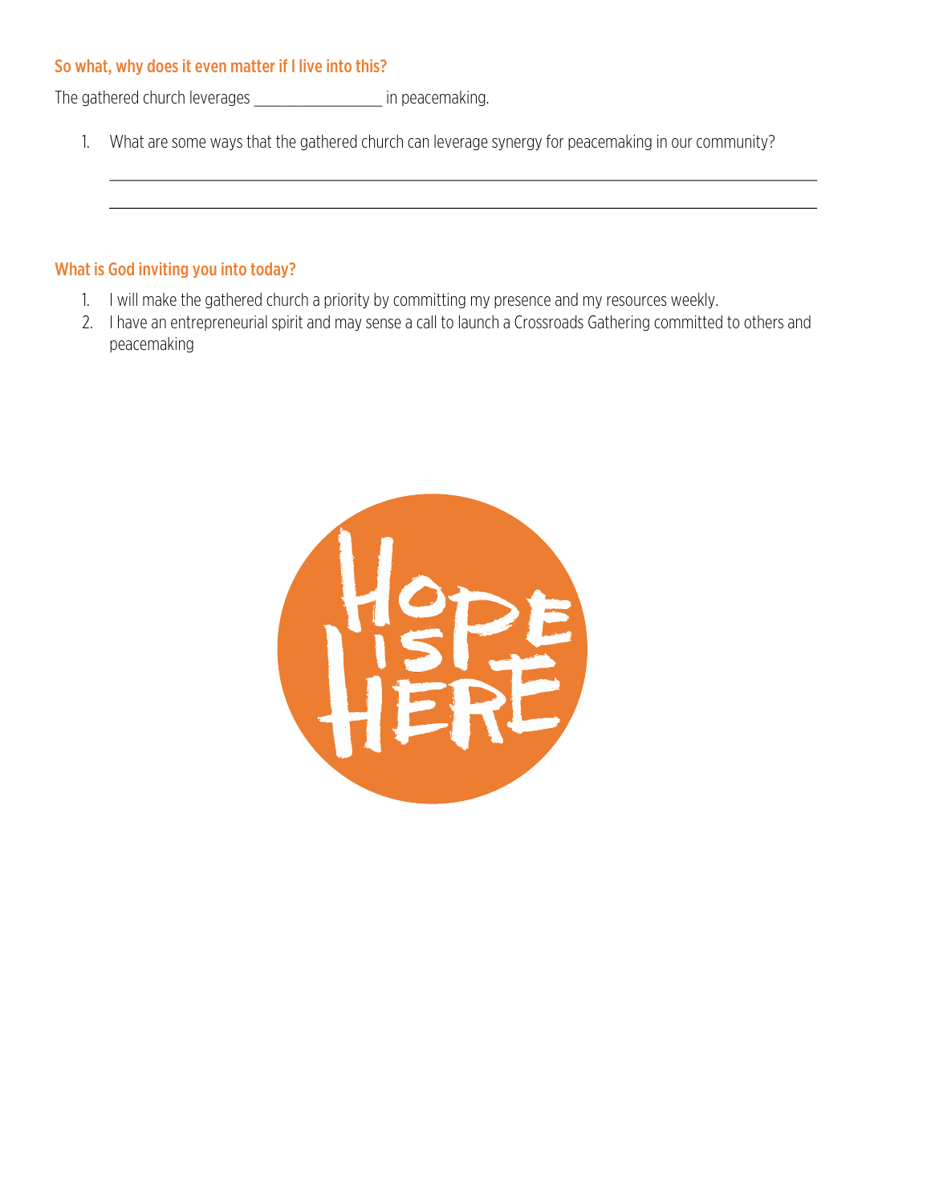### So what, why does it even matter if I live into this?

The gathered church leverages ________________ in peacemaking.

1. What are some ways that the gathered church can leverage synergy for peacemaking in our community?

   ______________________________________________________________________________

   ______________________________________________________________________________

### What is God inviting you into today?

1. I will make the gathered church a priority by committing my presence and my resources weekly.
2. I have an entrepreneurial spirit and may sense a call to launch a Crossroads Gathering committed to others and peacemaking

HOPE IS HERE